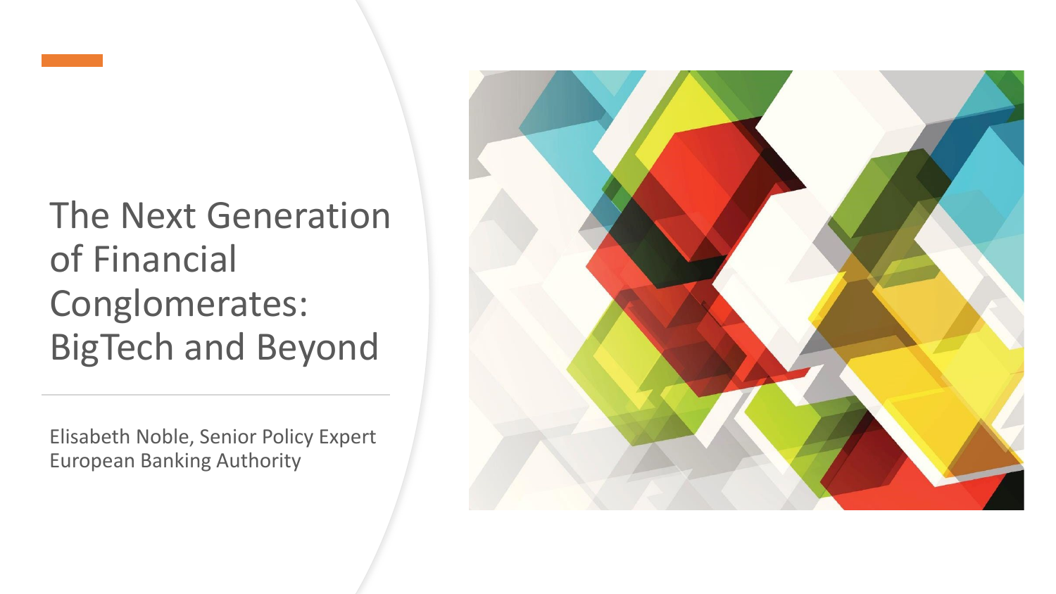# The Next Generation of Financial Conglomerates: BigTech and Beyond

Elisabeth Noble, Senior Policy Expert
European Banking Authority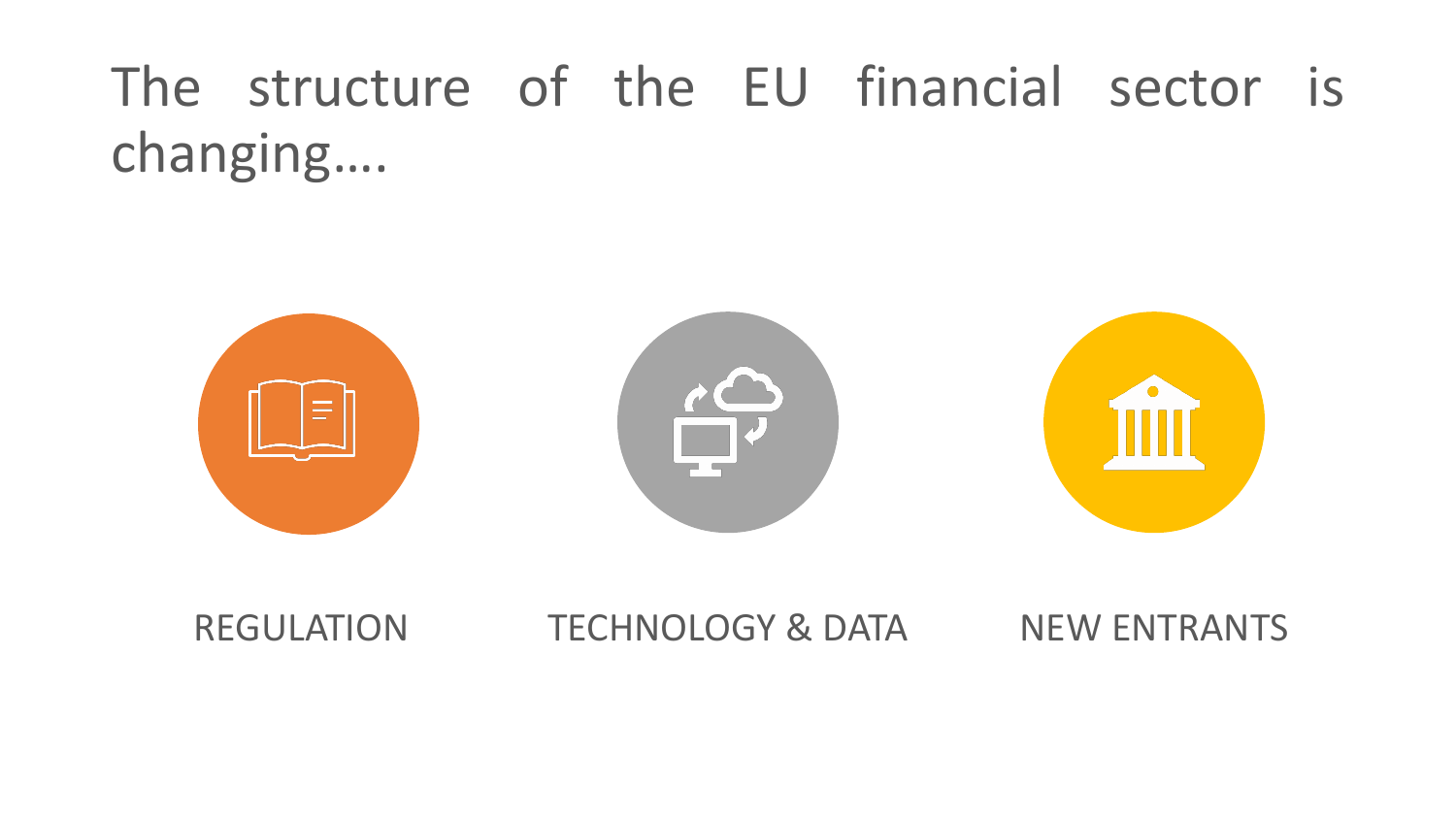# The structure of the EU financial sector is changing….

REGULATION

TECHNOLOGY & DATA

NEW ENTRANTS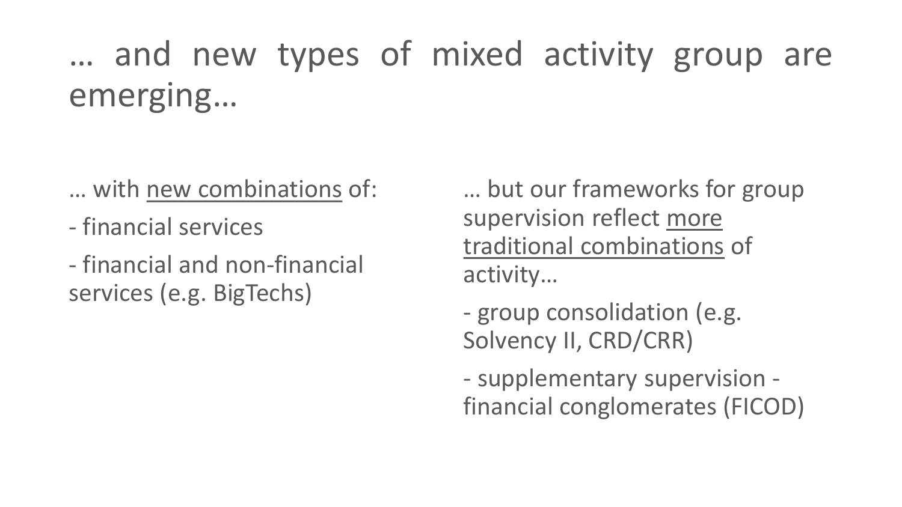# … and new types of mixed activity group are emerging…

… with new combinations of:

- financial services
- financial and non-financial services (e.g. BigTechs)

… but our frameworks for group supervision reflect more traditional combinations of activity…

- group consolidation (e.g. Solvency II, CRD/CRR)
- supplementary supervision - financial conglomerates (FICOD)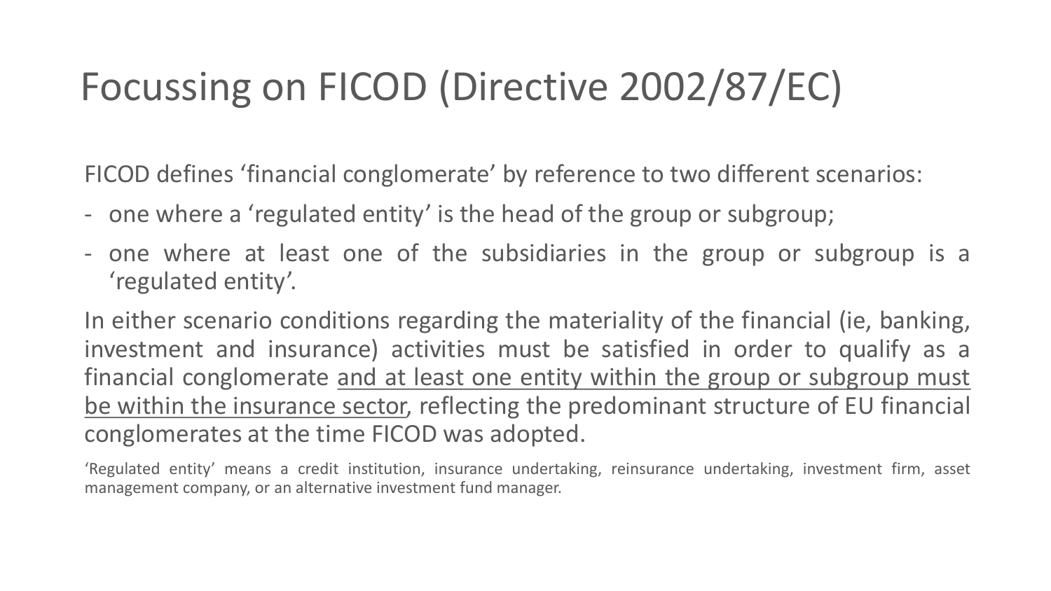# Focussing on FICOD (Directive 2002/87/EC)

FICOD defines 'financial conglomerate' by reference to two different scenarios:

- one where a 'regulated entity' is the head of the group or subgroup;
- one where at least one of the subsidiaries in the group or subgroup is a 'regulated entity'.

In either scenario conditions regarding the materiality of the financial (ie, banking, investment and insurance) activities must be satisfied in order to qualify as a financial conglomerate <u>and at least one entity within the group or subgroup must be within the insurance sector</u>, reflecting the predominant structure of EU financial conglomerates at the time FICOD was adopted.

'Regulated entity' means a credit institution, insurance undertaking, reinsurance undertaking, investment firm, asset management company, or an alternative investment fund manager.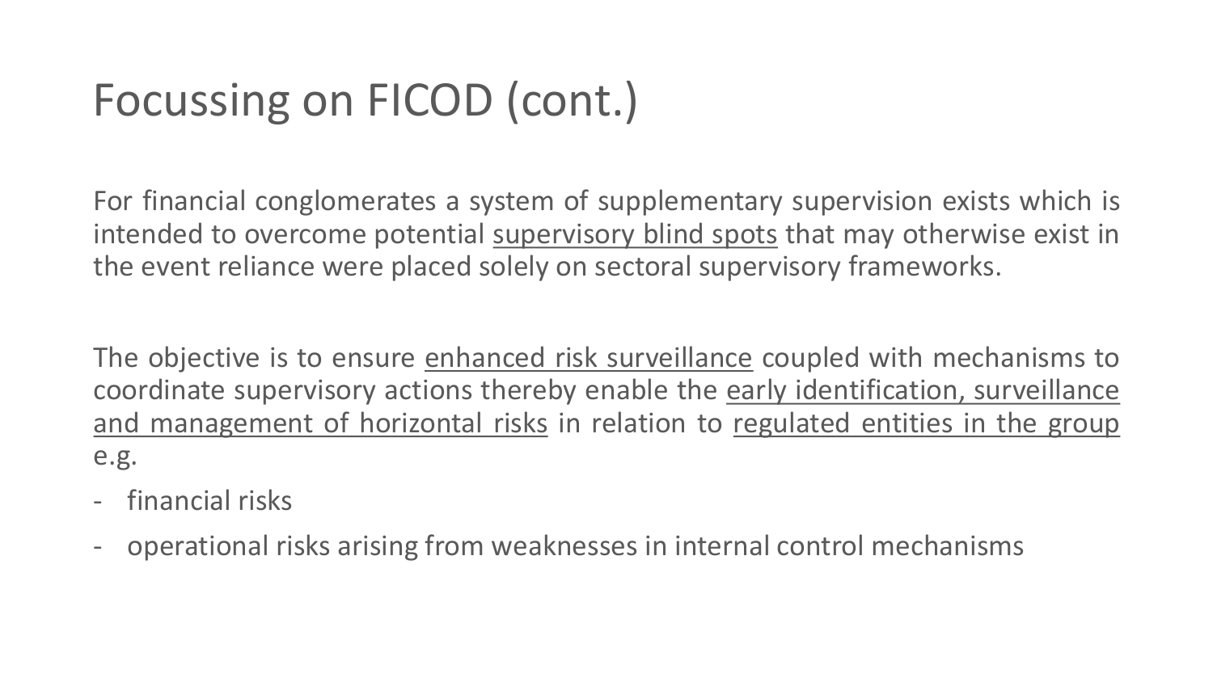# Focussing on FICOD (cont.)

For financial conglomerates a system of supplementary supervision exists which is intended to overcome potential <u>supervisory blind spots</u> that may otherwise exist in the event reliance were placed solely on sectoral supervisory frameworks.

The objective is to ensure <u>enhanced risk surveillance</u> coupled with mechanisms to coordinate supervisory actions thereby enable the <u>early identification, surveillance and management of horizontal risks</u> in relation to <u>regulated entities in the group</u> e.g.

- financial risks
- operational risks arising from weaknesses in internal control mechanisms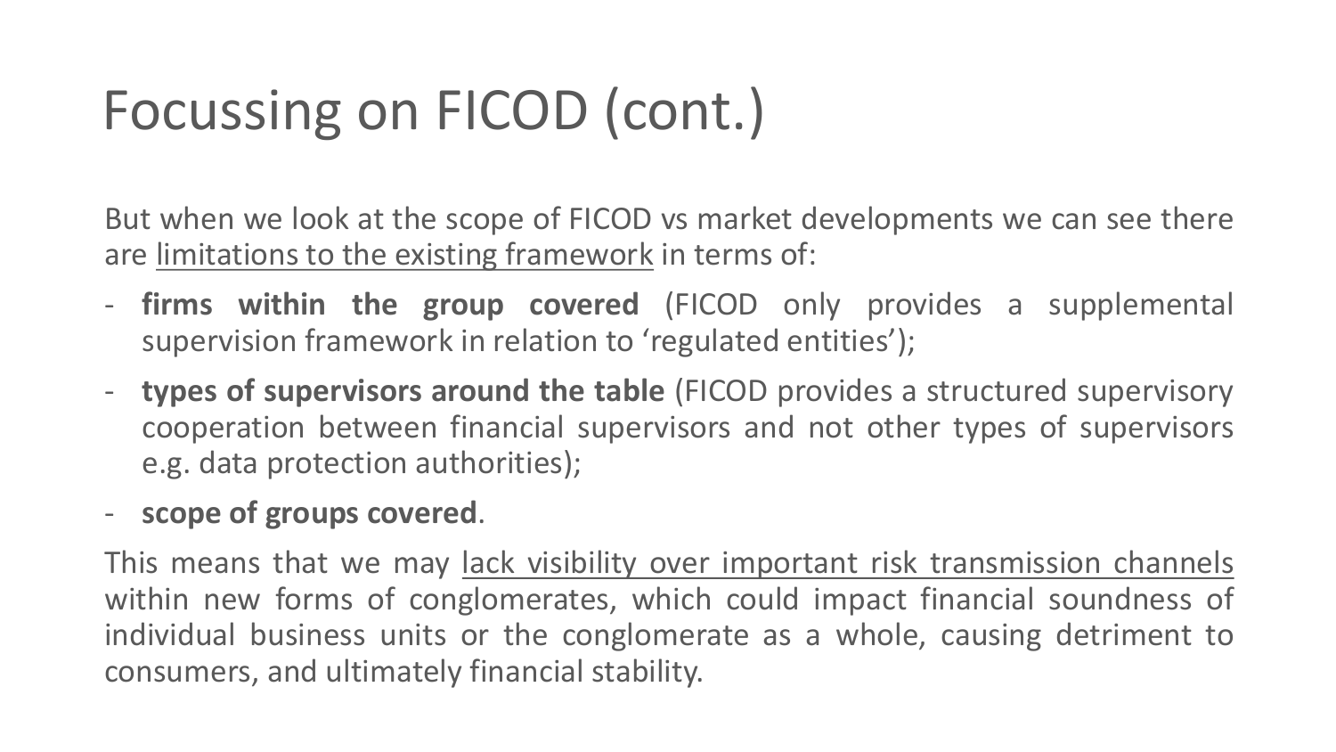# Focussing on FICOD (cont.)

But when we look at the scope of FICOD vs market developments we can see there are <u>limitations to the existing framework</u> in terms of:

- **firms within the group covered** (FICOD only provides a supplemental supervision framework in relation to 'regulated entities');
- **types of supervisors around the table** (FICOD provides a structured supervisory cooperation between financial supervisors and not other types of supervisors e.g. data protection authorities);
- **scope of groups covered**.

This means that we may <u>lack visibility over important risk transmission channels</u> within new forms of conglomerates, which could impact financial soundness of individual business units or the conglomerate as a whole, causing detriment to consumers, and ultimately financial stability.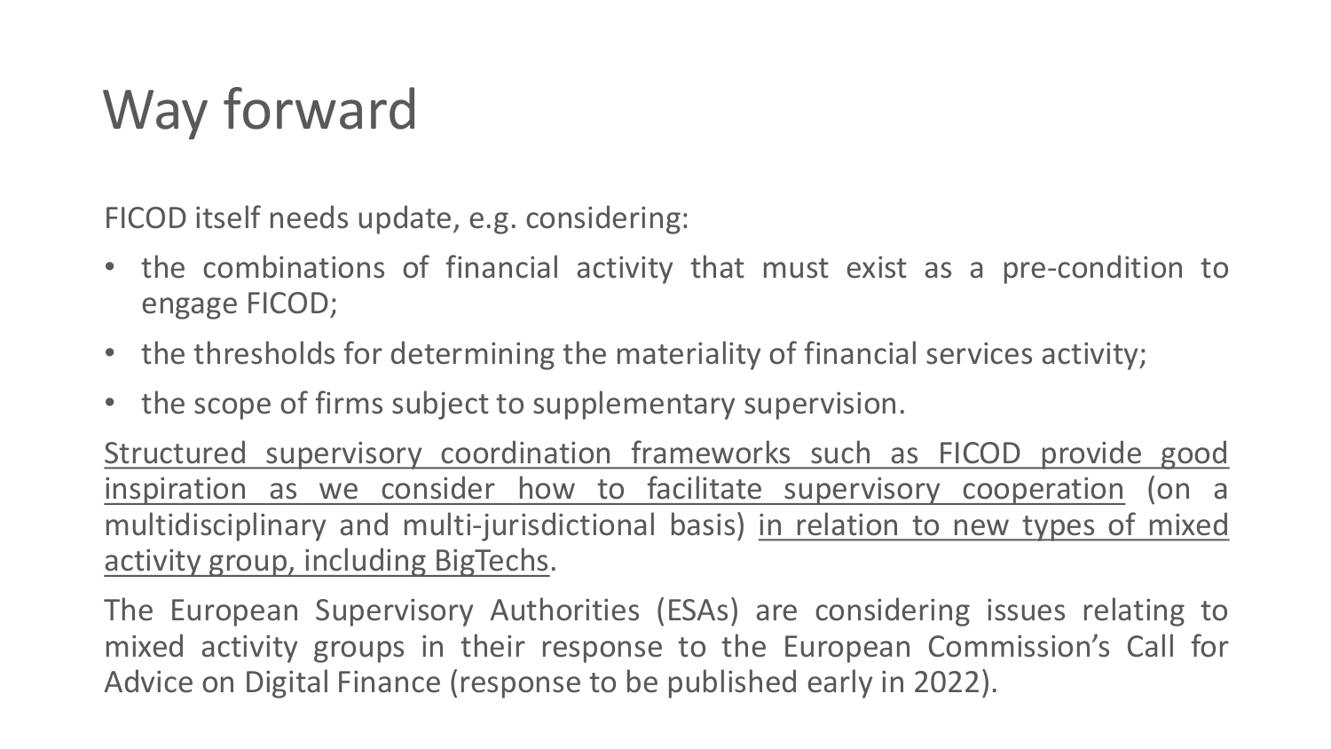# Way forward

FICOD itself needs update, e.g. considering:

- the combinations of financial activity that must exist as a pre-condition to engage FICOD;
- the thresholds for determining the materiality of financial services activity;
- the scope of firms subject to supplementary supervision.

<u>Structured supervisory coordination frameworks such as FICOD provide good inspiration as we consider how to facilitate supervisory cooperation</u> (on a multidisciplinary and multi-jurisdictional basis) <u>in relation to new types of mixed activity group, including BigTechs</u>.

The European Supervisory Authorities (ESAs) are considering issues relating to mixed activity groups in their response to the European Commission's Call for Advice on Digital Finance (response to be published early in 2022).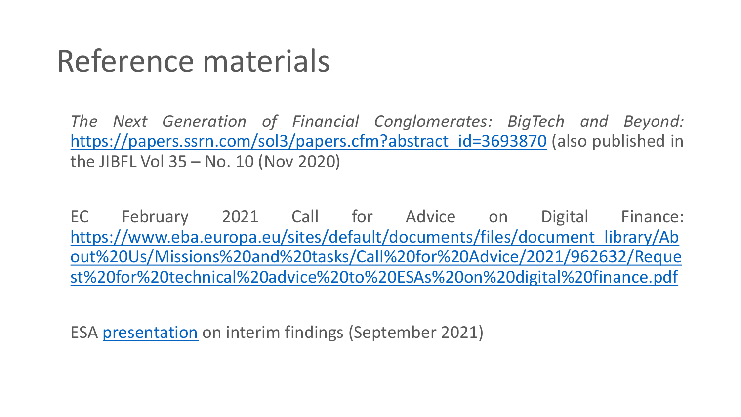# Reference materials

*The Next Generation of Financial Conglomerates: BigTech and Beyond:* https://papers.ssrn.com/sol3/papers.cfm?abstract_id=3693870 (also published in the JIBFL Vol 35 – No. 10 (Nov 2020)

EC February 2021 Call for Advice on Digital Finance: https://www.eba.europa.eu/sites/default/documents/files/document_library/About%20Us/Missions%20and%20tasks/Call%20for%20Advice/2021/962632/Request%20for%20technical%20advice%20to%20ESAs%20on%20digital%20finance.pdf

ESA presentation on interim findings (September 2021)